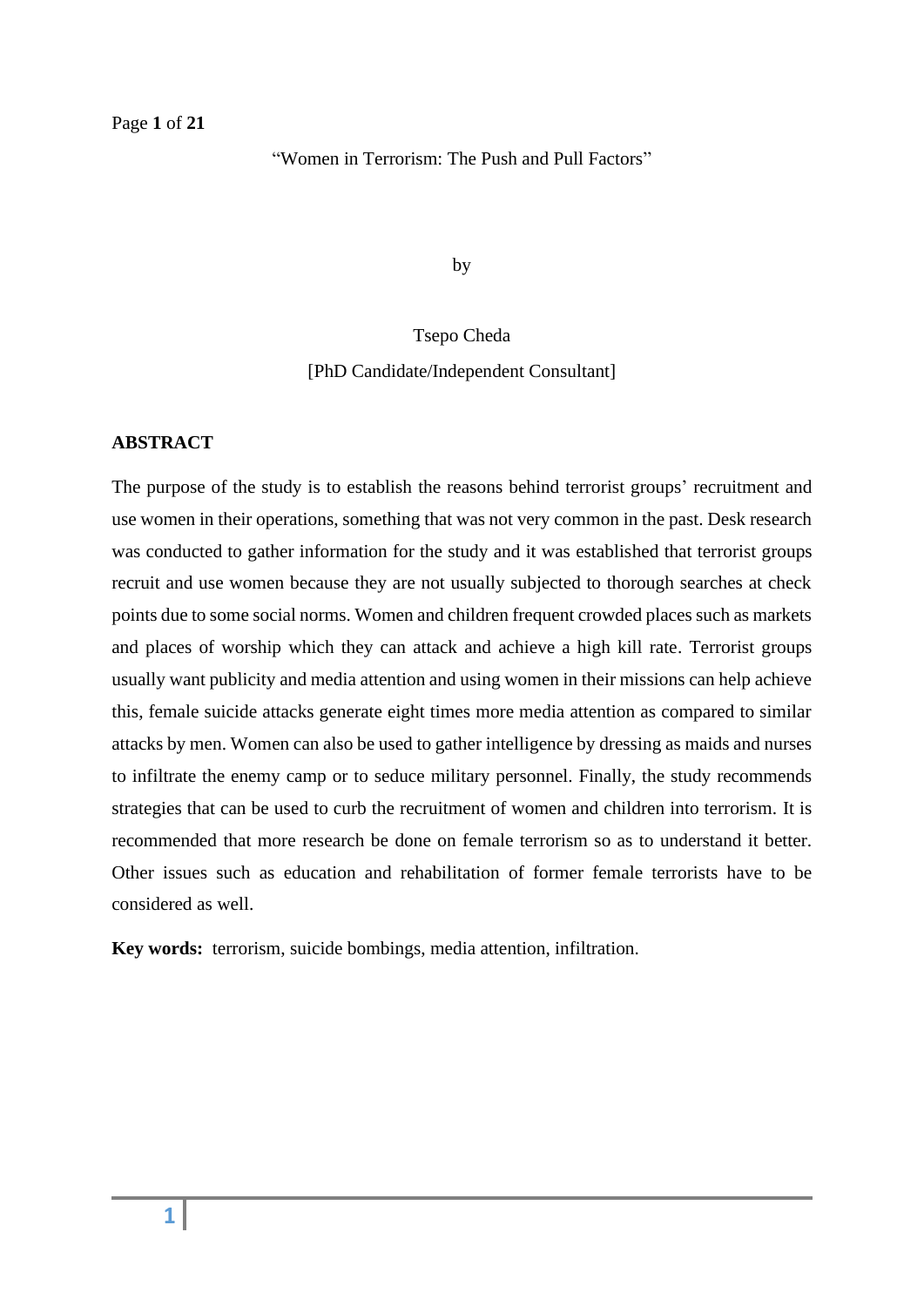# "Women in Terrorism: The Push and Pull Factors"

by

Tsepo Cheda

[PhD Candidate/Independent Consultant]

**ABSTRACT**

The purpose of the study is to establish the reasons behind terrorist groups' recruitment and use women in their operations, something that was not very common in the past. Desk research was conducted to gather information for the study and it was established that terrorist groups recruit and use women because they are not usually subjected to thorough searches at check points due to some social norms. Women and children frequent crowded places such as markets and places of worship which they can attack and achieve a high kill rate. Terrorist groups usually want publicity and media attention and using women in their missions can help achieve this, female suicide attacks generate eight times more media attention as compared to similar attacks by men. Women can also be used to gather intelligence by dressing as maids and nurses to infiltrate the enemy camp or to seduce military personnel. Finally, the study recommends strategies that can be used to curb the recruitment of women and children into terrorism. It is recommended that more research be done on female terrorism so as to understand it better. Other issues such as education and rehabilitation of former female terrorists have to be considered as well.

**Key words:** terrorism, suicide bombings, media attention, infiltration.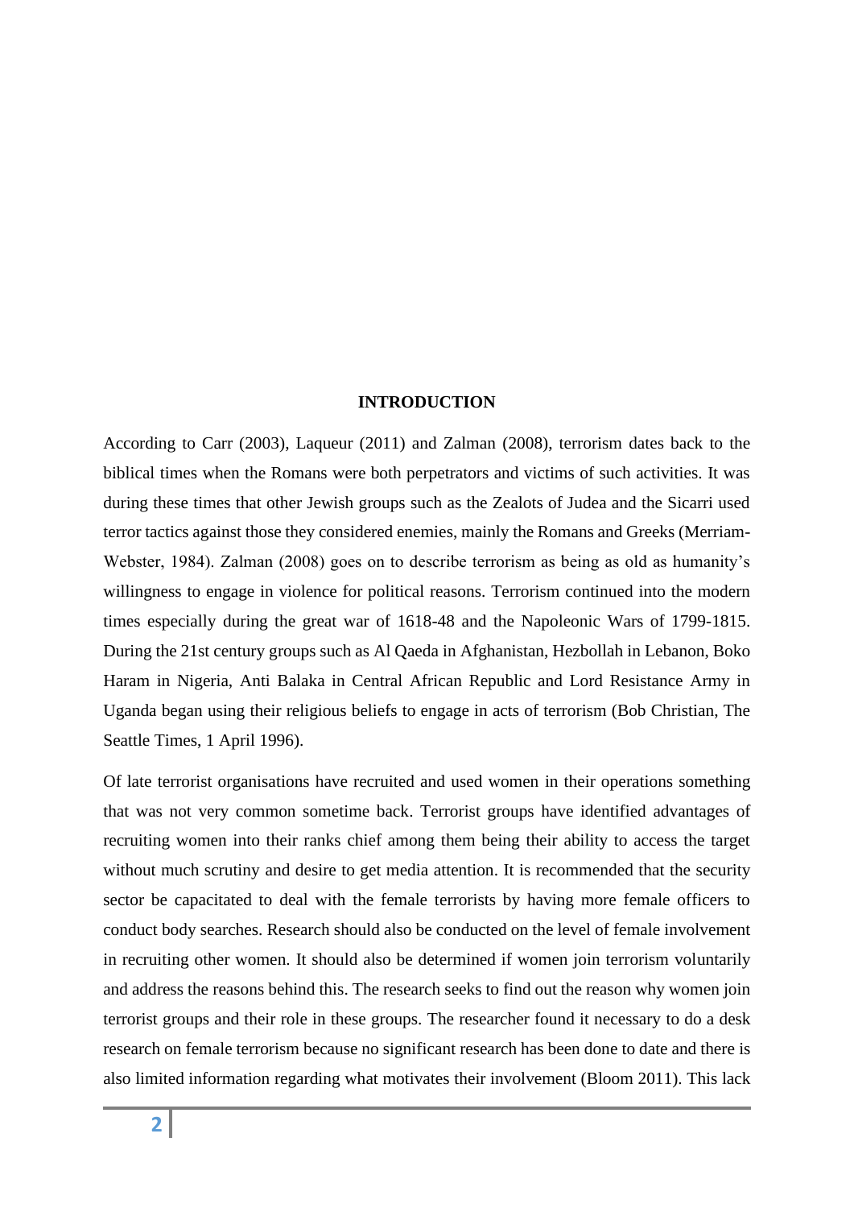## INTRODUCTION

According to Carr (2003), Laqueur (2011) and Zalman (2008), terrorism dates back to the biblical times when the Romans were both perpetrators and victims of such activities. It was during these times that other Jewish groups such as the Zealots of Judea and the Sicarri used terror tactics against those they considered enemies, mainly the Romans and Greeks (Merriam-Webster, 1984). Zalman (2008) goes on to describe terrorism as being as old as humanity's willingness to engage in violence for political reasons. Terrorism continued into the modern times especially during the great war of 1618-48 and the Napoleonic Wars of 1799-1815. During the 21st century groups such as Al Qaeda in Afghanistan, Hezbollah in Lebanon, Boko Haram in Nigeria, Anti Balaka in Central African Republic and Lord Resistance Army in Uganda began using their religious beliefs to engage in acts of terrorism (Bob Christian, The Seattle Times, 1 April 1996).

Of late terrorist organisations have recruited and used women in their operations something that was not very common sometime back. Terrorist groups have identified advantages of recruiting women into their ranks chief among them being their ability to access the target without much scrutiny and desire to get media attention. It is recommended that the security sector be capacitated to deal with the female terrorists by having more female officers to conduct body searches. Research should also be conducted on the level of female involvement in recruiting other women. It should also be determined if women join terrorism voluntarily and address the reasons behind this. The research seeks to find out the reason why women join terrorist groups and their role in these groups. The researcher found it necessary to do a desk research on female terrorism because no significant research has been done to date and there is also limited information regarding what motivates their involvement (Bloom 2011). This lack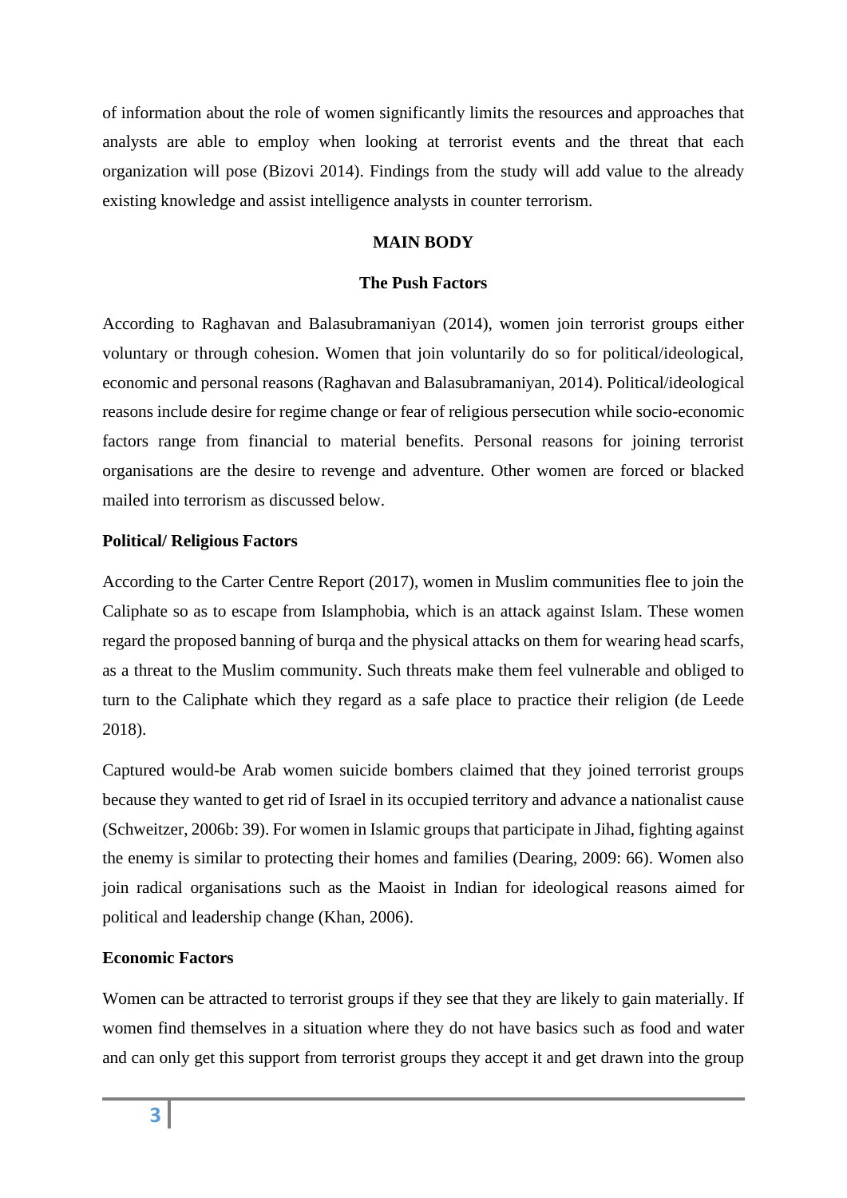of information about the role of women significantly limits the resources and approaches that analysts are able to employ when looking at terrorist events and the threat that each organization will pose (Bizovi 2014). Findings from the study will add value to the already existing knowledge and assist intelligence analysts in counter terrorism.

## MAIN BODY

### The Push Factors

According to Raghavan and Balasubramaniyan (2014), women join terrorist groups either voluntary or through cohesion. Women that join voluntarily do so for political/ideological, economic and personal reasons (Raghavan and Balasubramaniyan, 2014). Political/ideological reasons include desire for regime change or fear of religious persecution while socio-economic factors range from financial to material benefits. Personal reasons for joining terrorist organisations are the desire to revenge and adventure. Other women are forced or blacked mailed into terrorism as discussed below.

#### Political/ Religious Factors

According to the Carter Centre Report (2017), women in Muslim communities flee to join the Caliphate so as to escape from Islamphobia, which is an attack against Islam. These women regard the proposed banning of burqa and the physical attacks on them for wearing head scarfs, as a threat to the Muslim community. Such threats make them feel vulnerable and obliged to turn to the Caliphate which they regard as a safe place to practice their religion (de Leede 2018).

Captured would-be Arab women suicide bombers claimed that they joined terrorist groups because they wanted to get rid of Israel in its occupied territory and advance a nationalist cause (Schweitzer, 2006b: 39). For women in Islamic groups that participate in Jihad, fighting against the enemy is similar to protecting their homes and families (Dearing, 2009: 66). Women also join radical organisations such as the Maoist in Indian for ideological reasons aimed for political and leadership change (Khan, 2006).

#### Economic Factors

Women can be attracted to terrorist groups if they see that they are likely to gain materially. If women find themselves in a situation where they do not have basics such as food and water and can only get this support from terrorist groups they accept it and get drawn into the group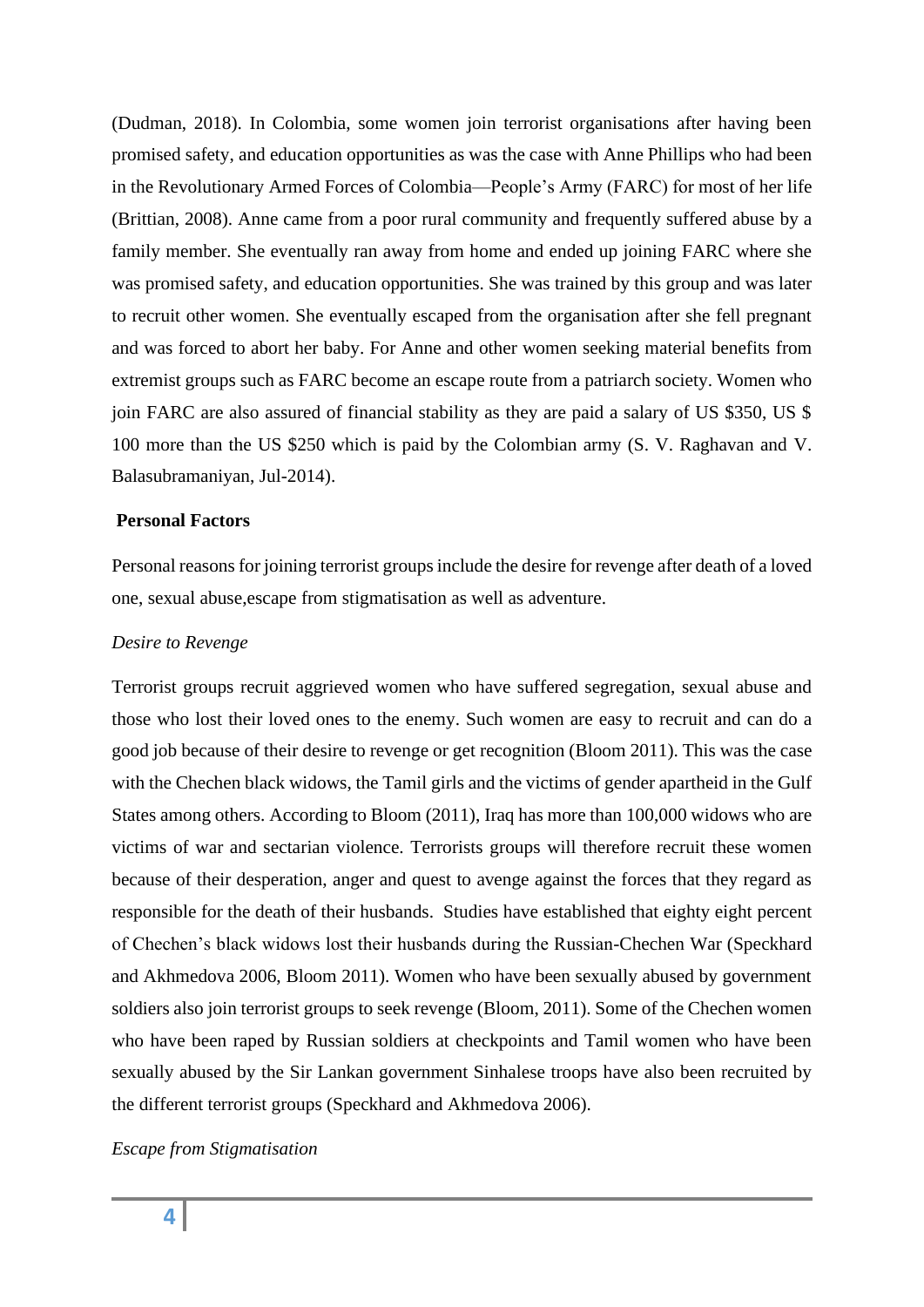(Dudman, 2018). In Colombia, some women join terrorist organisations after having been promised safety, and education opportunities as was the case with Anne Phillips who had been in the Revolutionary Armed Forces of Colombia—People's Army (FARC) for most of her life (Brittian, 2008). Anne came from a poor rural community and frequently suffered abuse by a family member. She eventually ran away from home and ended up joining FARC where she was promised safety, and education opportunities. She was trained by this group and was later to recruit other women. She eventually escaped from the organisation after she fell pregnant and was forced to abort her baby. For Anne and other women seeking material benefits from extremist groups such as FARC become an escape route from a patriarch society. Women who join FARC are also assured of financial stability as they are paid a salary of US $350, US $ 100 more than the US $250 which is paid by the Colombian army (S. V. Raghavan and V. Balasubramaniyan, Jul-2014).

**Personal Factors**

Personal reasons for joining terrorist groups include the desire for revenge after death of a loved one, sexual abuse,escape from stigmatisation as well as adventure.

*Desire to Revenge*

Terrorist groups recruit aggrieved women who have suffered segregation, sexual abuse and those who lost their loved ones to the enemy. Such women are easy to recruit and can do a good job because of their desire to revenge or get recognition (Bloom 2011). This was the case with the Chechen black widows, the Tamil girls and the victims of gender apartheid in the Gulf States among others. According to Bloom (2011), Iraq has more than 100,000 widows who are victims of war and sectarian violence. Terrorists groups will therefore recruit these women because of their desperation, anger and quest to avenge against the forces that they regard as responsible for the death of their husbands. Studies have established that eighty eight percent of Chechen's black widows lost their husbands during the Russian-Chechen War (Speckhard and Akhmedova 2006, Bloom 2011). Women who have been sexually abused by government soldiers also join terrorist groups to seek revenge (Bloom, 2011). Some of the Chechen women who have been raped by Russian soldiers at checkpoints and Tamil women who have been sexually abused by the Sir Lankan government Sinhalese troops have also been recruited by the different terrorist groups (Speckhard and Akhmedova 2006).

*Escape from Stigmatisation*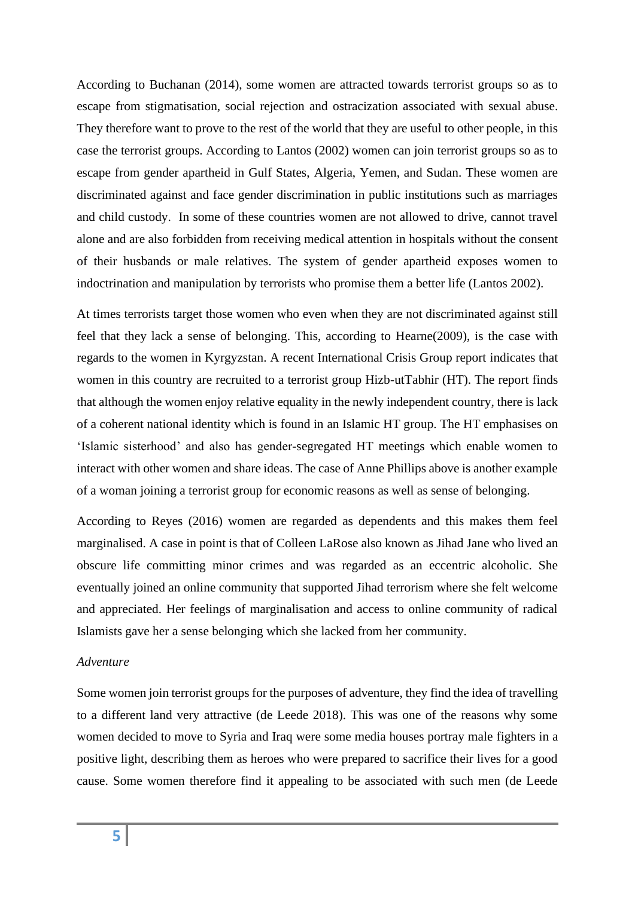According to Buchanan (2014), some women are attracted towards terrorist groups so as to escape from stigmatisation, social rejection and ostracization associated with sexual abuse. They therefore want to prove to the rest of the world that they are useful to other people, in this case the terrorist groups. According to Lantos (2002) women can join terrorist groups so as to escape from gender apartheid in Gulf States, Algeria, Yemen, and Sudan. These women are discriminated against and face gender discrimination in public institutions such as marriages and child custody. In some of these countries women are not allowed to drive, cannot travel alone and are also forbidden from receiving medical attention in hospitals without the consent of their husbands or male relatives. The system of gender apartheid exposes women to indoctrination and manipulation by terrorists who promise them a better life (Lantos 2002).

At times terrorists target those women who even when they are not discriminated against still feel that they lack a sense of belonging. This, according to Hearne(2009), is the case with regards to the women in Kyrgyzstan. A recent International Crisis Group report indicates that women in this country are recruited to a terrorist group Hizb-utTabhir (HT). The report finds that although the women enjoy relative equality in the newly independent country, there is lack of a coherent national identity which is found in an Islamic HT group. The HT emphasises on 'Islamic sisterhood' and also has gender-segregated HT meetings which enable women to interact with other women and share ideas. The case of Anne Phillips above is another example of a woman joining a terrorist group for economic reasons as well as sense of belonging.

According to Reyes (2016) women are regarded as dependents and this makes them feel marginalised. A case in point is that of Colleen LaRose also known as Jihad Jane who lived an obscure life committing minor crimes and was regarded as an eccentric alcoholic. She eventually joined an online community that supported Jihad terrorism where she felt welcome and appreciated. Her feelings of marginalisation and access to online community of radical Islamists gave her a sense belonging which she lacked from her community.

*Adventure*

Some women join terrorist groups for the purposes of adventure, they find the idea of travelling to a different land very attractive (de Leede 2018). This was one of the reasons why some women decided to move to Syria and Iraq were some media houses portray male fighters in a positive light, describing them as heroes who were prepared to sacrifice their lives for a good cause. Some women therefore find it appealing to be associated with such men (de Leede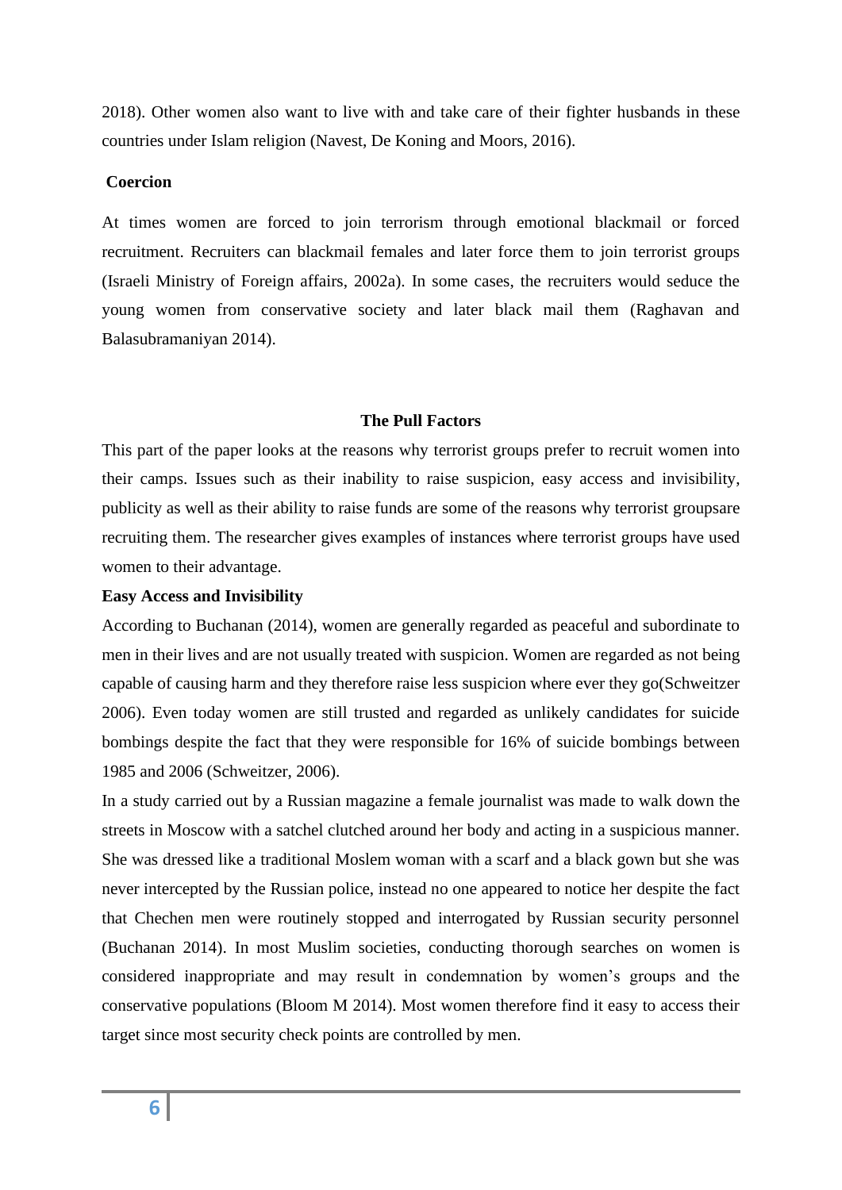2018). Other women also want to live with and take care of their fighter husbands in these countries under Islam religion (Navest, De Koning and Moors, 2016).

**Coercion**

At times women are forced to join terrorism through emotional blackmail or forced recruitment. Recruiters can blackmail females and later force them to join terrorist groups (Israeli Ministry of Foreign affairs, 2002a). In some cases, the recruiters would seduce the young women from conservative society and later black mail them (Raghavan and Balasubramaniyan 2014).

## The Pull Factors

This part of the paper looks at the reasons why terrorist groups prefer to recruit women into their camps. Issues such as their inability to raise suspicion, easy access and invisibility, publicity as well as their ability to raise funds are some of the reasons why terrorist groupsare recruiting them. The researcher gives examples of instances where terrorist groups have used women to their advantage.

**Easy Access and Invisibility**

According to Buchanan (2014), women are generally regarded as peaceful and subordinate to men in their lives and are not usually treated with suspicion. Women are regarded as not being capable of causing harm and they therefore raise less suspicion where ever they go(Schweitzer 2006). Even today women are still trusted and regarded as unlikely candidates for suicide bombings despite the fact that they were responsible for 16% of suicide bombings between 1985 and 2006 (Schweitzer, 2006).

In a study carried out by a Russian magazine a female journalist was made to walk down the streets in Moscow with a satchel clutched around her body and acting in a suspicious manner. She was dressed like a traditional Moslem woman with a scarf and a black gown but she was never intercepted by the Russian police, instead no one appeared to notice her despite the fact that Chechen men were routinely stopped and interrogated by Russian security personnel (Buchanan 2014). In most Muslim societies, conducting thorough searches on women is considered inappropriate and may result in condemnation by women's groups and the conservative populations (Bloom M 2014). Most women therefore find it easy to access their target since most security check points are controlled by men.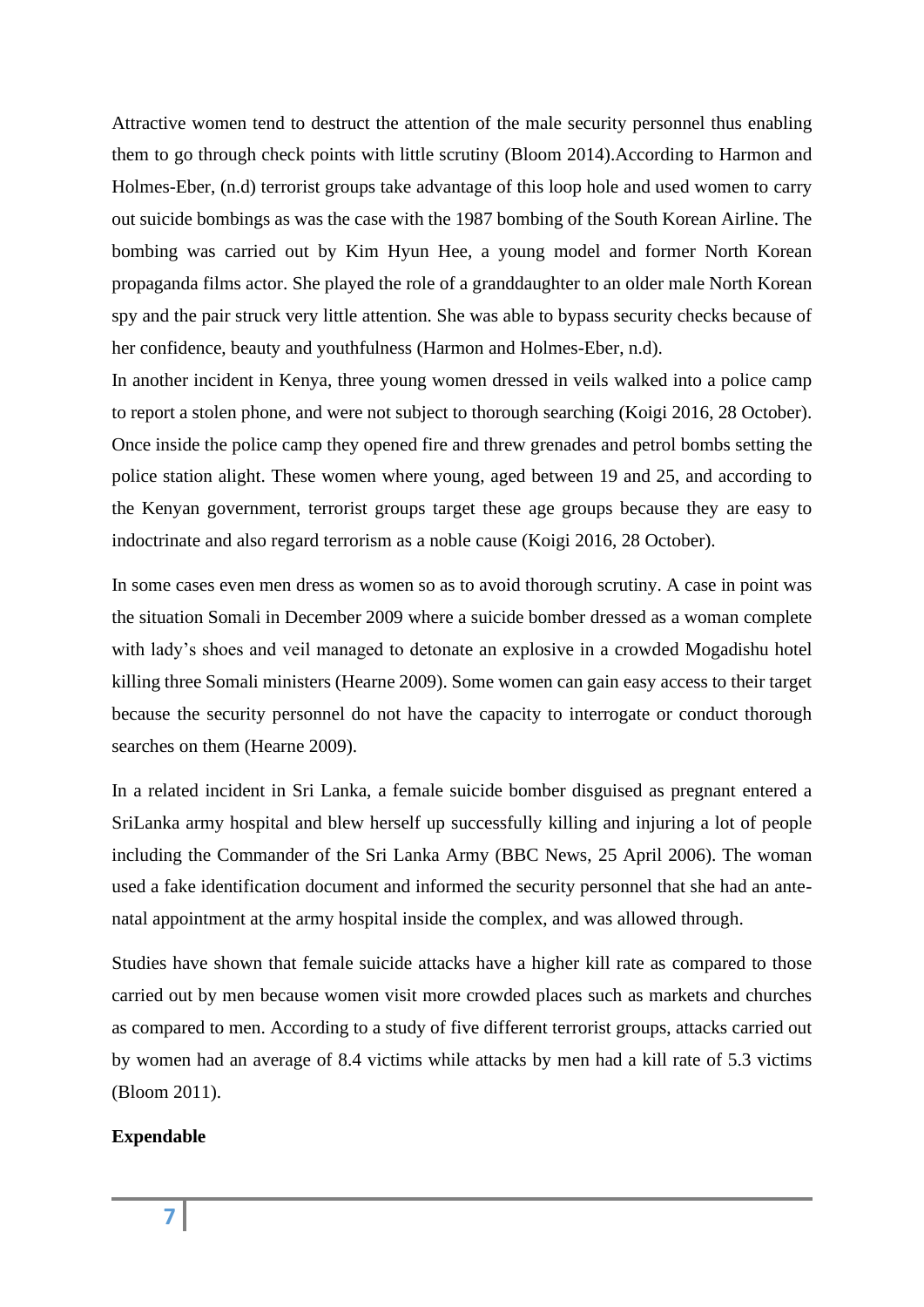Attractive women tend to destruct the attention of the male security personnel thus enabling them to go through check points with little scrutiny (Bloom 2014).According to Harmon and Holmes-Eber, (n.d) terrorist groups take advantage of this loop hole and used women to carry out suicide bombings as was the case with the 1987 bombing of the South Korean Airline. The bombing was carried out by Kim Hyun Hee, a young model and former North Korean propaganda films actor. She played the role of a granddaughter to an older male North Korean spy and the pair struck very little attention. She was able to bypass security checks because of her confidence, beauty and youthfulness (Harmon and Holmes-Eber, n.d).

In another incident in Kenya, three young women dressed in veils walked into a police camp to report a stolen phone, and were not subject to thorough searching (Koigi 2016, 28 October). Once inside the police camp they opened fire and threw grenades and petrol bombs setting the police station alight. These women where young, aged between 19 and 25, and according to the Kenyan government, terrorist groups target these age groups because they are easy to indoctrinate and also regard terrorism as a noble cause (Koigi 2016, 28 October).

In some cases even men dress as women so as to avoid thorough scrutiny. A case in point was the situation Somali in December 2009 where a suicide bomber dressed as a woman complete with lady's shoes and veil managed to detonate an explosive in a crowded Mogadishu hotel killing three Somali ministers (Hearne 2009). Some women can gain easy access to their target because the security personnel do not have the capacity to interrogate or conduct thorough searches on them (Hearne 2009).

In a related incident in Sri Lanka, a female suicide bomber disguised as pregnant entered a SriLanka army hospital and blew herself up successfully killing and injuring a lot of people including the Commander of the Sri Lanka Army (BBC News, 25 April 2006). The woman used a fake identification document and informed the security personnel that she had an ante-natal appointment at the army hospital inside the complex, and was allowed through.

Studies have shown that female suicide attacks have a higher kill rate as compared to those carried out by men because women visit more crowded places such as markets and churches as compared to men. According to a study of five different terrorist groups, attacks carried out by women had an average of 8.4 victims while attacks by men had a kill rate of 5.3 victims (Bloom 2011).

**Expendable**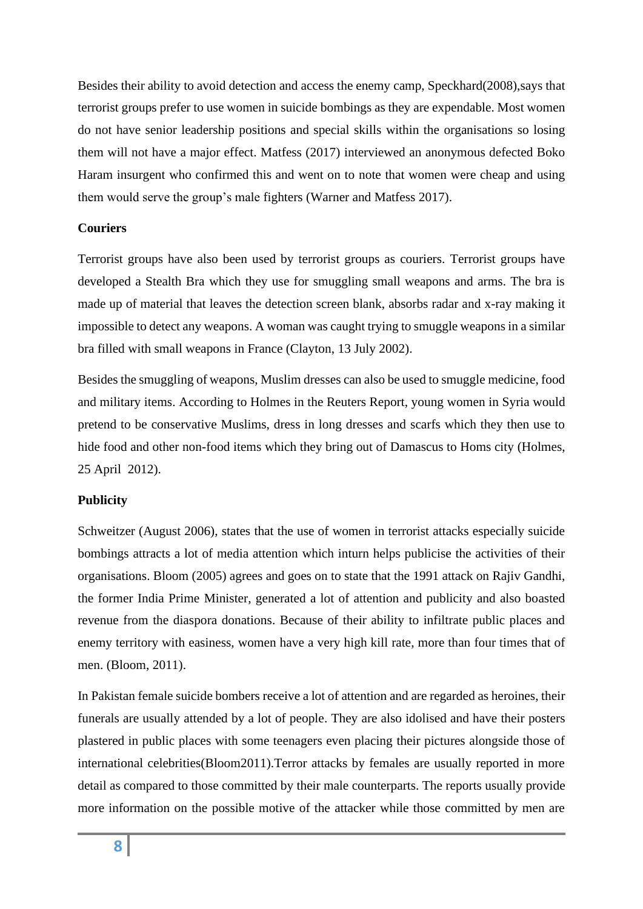Besides their ability to avoid detection and access the enemy camp, Speckhard(2008),says that terrorist groups prefer to use women in suicide bombings as they are expendable. Most women do not have senior leadership positions and special skills within the organisations so losing them will not have a major effect. Matfess (2017) interviewed an anonymous defected Boko Haram insurgent who confirmed this and went on to note that women were cheap and using them would serve the group's male fighters (Warner and Matfess 2017).

**Couriers**

Terrorist groups have also been used by terrorist groups as couriers. Terrorist groups have developed a Stealth Bra which they use for smuggling small weapons and arms. The bra is made up of material that leaves the detection screen blank, absorbs radar and x-ray making it impossible to detect any weapons. A woman was caught trying to smuggle weapons in a similar bra filled with small weapons in France (Clayton, 13 July 2002).

Besides the smuggling of weapons, Muslim dresses can also be used to smuggle medicine, food and military items. According to Holmes in the Reuters Report, young women in Syria would pretend to be conservative Muslims, dress in long dresses and scarfs which they then use to hide food and other non-food items which they bring out of Damascus to Homs city (Holmes, 25 April 2012).

**Publicity**

Schweitzer (August 2006), states that the use of women in terrorist attacks especially suicide bombings attracts a lot of media attention which inturn helps publicise the activities of their organisations. Bloom (2005) agrees and goes on to state that the 1991 attack on Rajiv Gandhi, the former India Prime Minister, generated a lot of attention and publicity and also boasted revenue from the diaspora donations. Because of their ability to infiltrate public places and enemy territory with easiness, women have a very high kill rate, more than four times that of men. (Bloom, 2011).

In Pakistan female suicide bombers receive a lot of attention and are regarded as heroines, their funerals are usually attended by a lot of people. They are also idolised and have their posters plastered in public places with some teenagers even placing their pictures alongside those of international celebrities(Bloom2011).Terror attacks by females are usually reported in more detail as compared to those committed by their male counterparts. The reports usually provide more information on the possible motive of the attacker while those committed by men are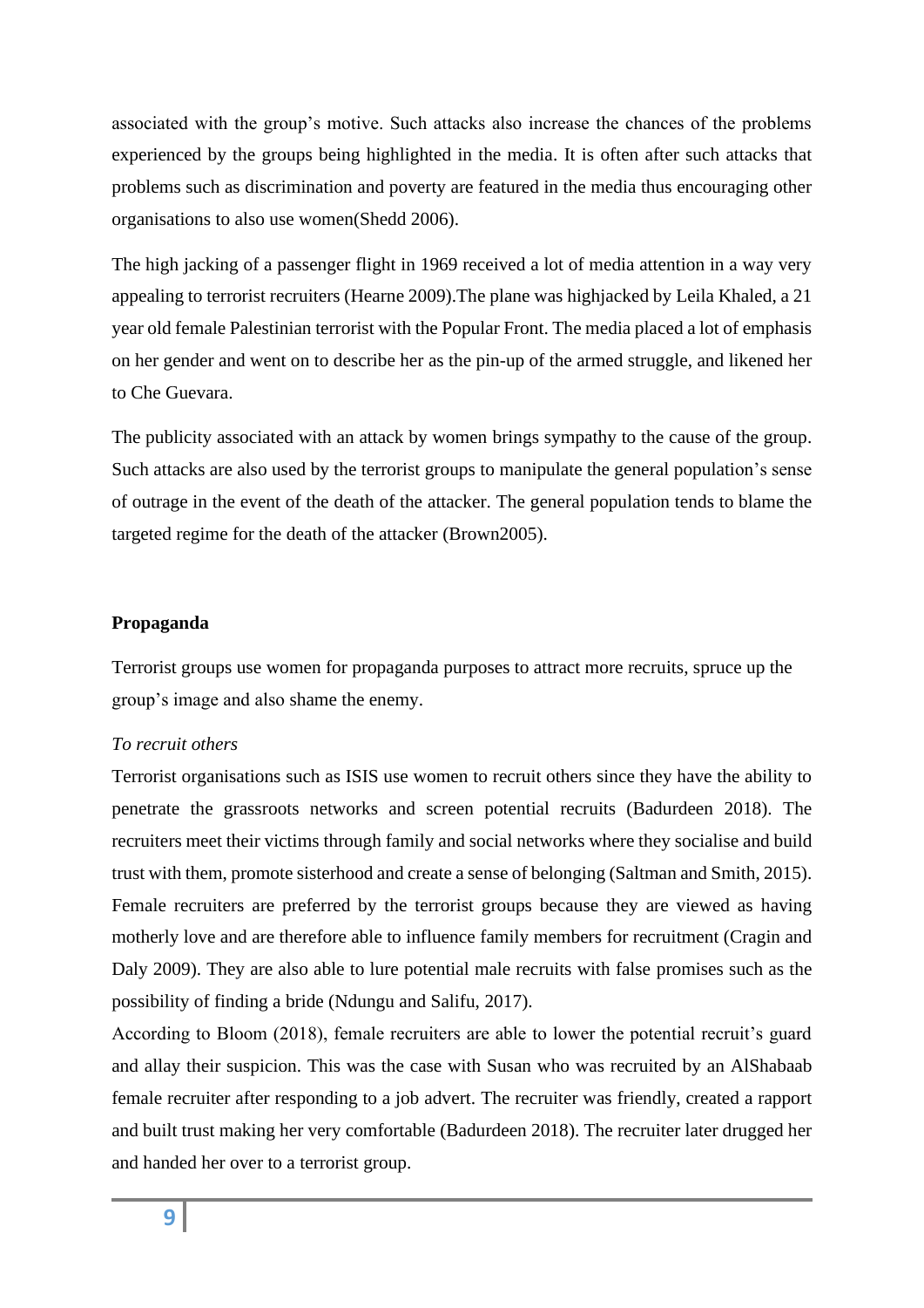associated with the group's motive. Such attacks also increase the chances of the problems experienced by the groups being highlighted in the media. It is often after such attacks that problems such as discrimination and poverty are featured in the media thus encouraging other organisations to also use women(Shedd 2006).

The high jacking of a passenger flight in 1969 received a lot of media attention in a way very appealing to terrorist recruiters (Hearne 2009).The plane was highjacked by Leila Khaled, a 21 year old female Palestinian terrorist with the Popular Front. The media placed a lot of emphasis on her gender and went on to describe her as the pin-up of the armed struggle, and likened her to Che Guevara.

The publicity associated with an attack by women brings sympathy to the cause of the group. Such attacks are also used by the terrorist groups to manipulate the general population's sense of outrage in the event of the death of the attacker. The general population tends to blame the targeted regime for the death of the attacker (Brown2005).

**Propaganda**

Terrorist groups use women for propaganda purposes to attract more recruits, spruce up the group's image and also shame the enemy.

*To recruit others*

Terrorist organisations such as ISIS use women to recruit others since they have the ability to penetrate the grassroots networks and screen potential recruits (Badurdeen 2018). The recruiters meet their victims through family and social networks where they socialise and build trust with them, promote sisterhood and create a sense of belonging (Saltman and Smith, 2015). Female recruiters are preferred by the terrorist groups because they are viewed as having motherly love and are therefore able to influence family members for recruitment (Cragin and Daly 2009). They are also able to lure potential male recruits with false promises such as the possibility of finding a bride (Ndungu and Salifu, 2017).

According to Bloom (2018), female recruiters are able to lower the potential recruit's guard and allay their suspicion. This was the case with Susan who was recruited by an AlShabaab female recruiter after responding to a job advert. The recruiter was friendly, created a rapport and built trust making her very comfortable (Badurdeen 2018). The recruiter later drugged her and handed her over to a terrorist group.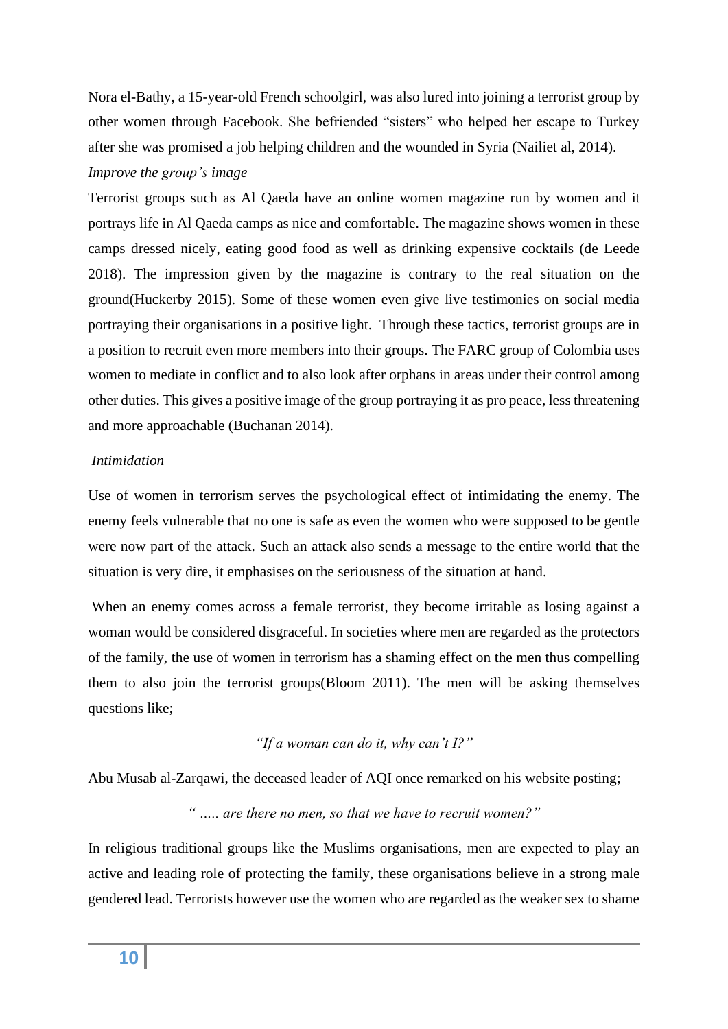Nora el-Bathy, a 15-year-old French schoolgirl, was also lured into joining a terrorist group by other women through Facebook. She befriended "sisters" who helped her escape to Turkey after she was promised a job helping children and the wounded in Syria (Nailiet al, 2014).

*Improve the group's image*

Terrorist groups such as Al Qaeda have an online women magazine run by women and it portrays life in Al Qaeda camps as nice and comfortable. The magazine shows women in these camps dressed nicely, eating good food as well as drinking expensive cocktails (de Leede 2018). The impression given by the magazine is contrary to the real situation on the ground(Huckerby 2015). Some of these women even give live testimonies on social media portraying their organisations in a positive light. Through these tactics, terrorist groups are in a position to recruit even more members into their groups. The FARC group of Colombia uses women to mediate in conflict and to also look after orphans in areas under their control among other duties. This gives a positive image of the group portraying it as pro peace, less threatening and more approachable (Buchanan 2014).

*Intimidation*

Use of women in terrorism serves the psychological effect of intimidating the enemy. The enemy feels vulnerable that no one is safe as even the women who were supposed to be gentle were now part of the attack. Such an attack also sends a message to the entire world that the situation is very dire, it emphasises on the seriousness of the situation at hand.

When an enemy comes across a female terrorist, they become irritable as losing against a woman would be considered disgraceful. In societies where men are regarded as the protectors of the family, the use of women in terrorism has a shaming effect on the men thus compelling them to also join the terrorist groups(Bloom 2011). The men will be asking themselves questions like;

*"If a woman can do it, why can't I?"*

Abu Musab al-Zarqawi, the deceased leader of AQI once remarked on his website posting;

*" ….. are there no men, so that we have to recruit women?"*

In religious traditional groups like the Muslims organisations, men are expected to play an active and leading role of protecting the family, these organisations believe in a strong male gendered lead. Terrorists however use the women who are regarded as the weaker sex to shame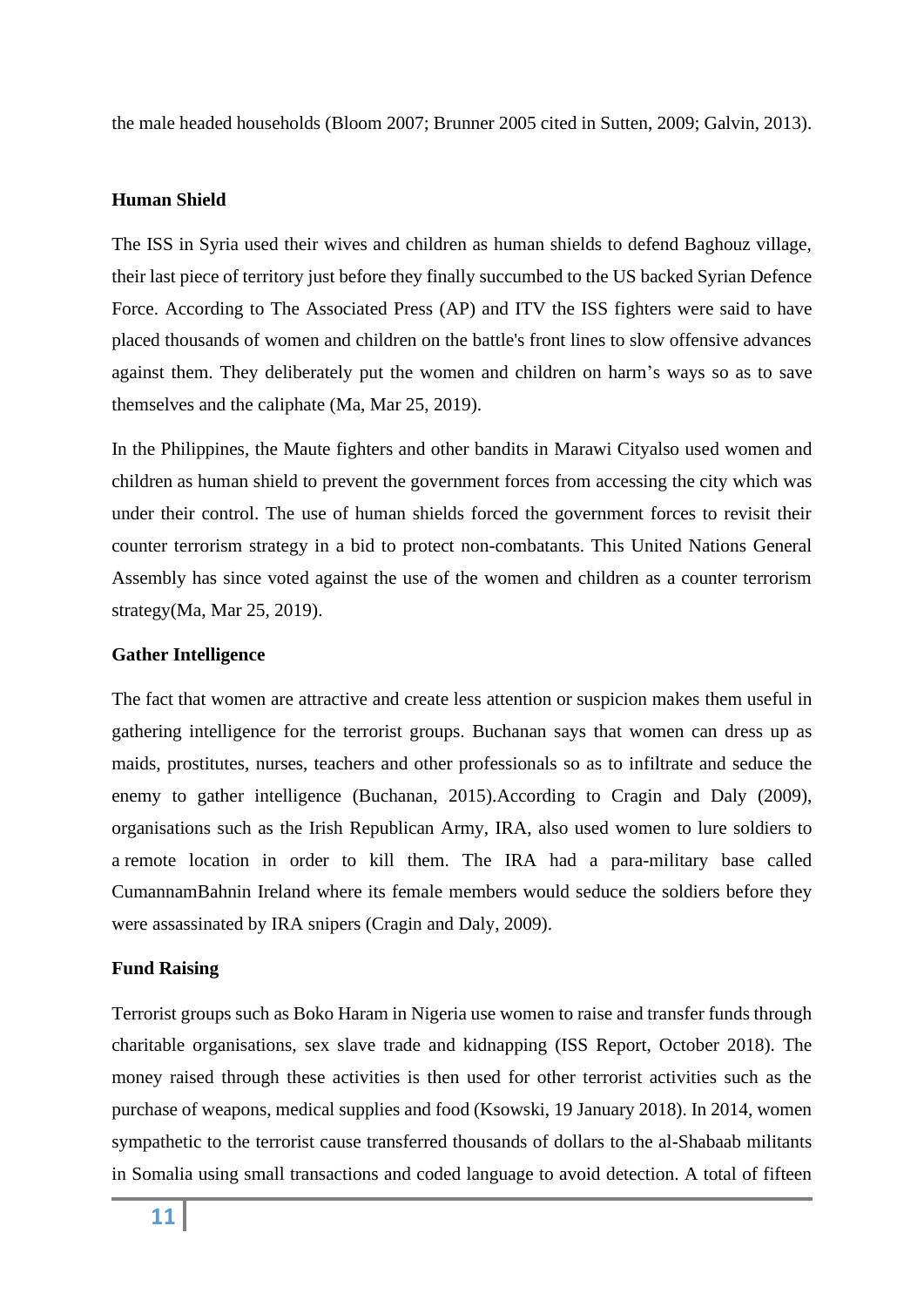the male headed households (Bloom 2007; Brunner 2005 cited in Sutten, 2009; Galvin, 2013).

**Human Shield**

The ISS in Syria used their wives and children as human shields to defend Baghouz village, their last piece of territory just before they finally succumbed to the US backed Syrian Defence Force. According to The Associated Press (AP) and ITV the ISS fighters were said to have placed thousands of women and children on the battle's front lines to slow offensive advances against them. They deliberately put the women and children on harm's ways so as to save themselves and the caliphate (Ma, Mar 25, 2019).

In the Philippines, the Maute fighters and other bandits in Marawi Cityalso used women and children as human shield to prevent the government forces from accessing the city which was under their control. The use of human shields forced the government forces to revisit their counter terrorism strategy in a bid to protect non-combatants. This United Nations General Assembly has since voted against the use of the women and children as a counter terrorism strategy(Ma, Mar 25, 2019).

**Gather Intelligence**

The fact that women are attractive and create less attention or suspicion makes them useful in gathering intelligence for the terrorist groups. Buchanan says that women can dress up as maids, prostitutes, nurses, teachers and other professionals so as to infiltrate and seduce the enemy to gather intelligence (Buchanan, 2015).According to Cragin and Daly (2009), organisations such as the Irish Republican Army, IRA, also used women to lure soldiers to a remote location in order to kill them. The IRA had a para-military base called CumannamBahnin Ireland where its female members would seduce the soldiers before they were assassinated by IRA snipers (Cragin and Daly, 2009).

**Fund Raising**

Terrorist groups such as Boko Haram in Nigeria use women to raise and transfer funds through charitable organisations, sex slave trade and kidnapping (ISS Report, October 2018). The money raised through these activities is then used for other terrorist activities such as the purchase of weapons, medical supplies and food (Ksowski, 19 January 2018). In 2014, women sympathetic to the terrorist cause transferred thousands of dollars to the al-Shabaab militants in Somalia using small transactions and coded language to avoid detection. A total of fifteen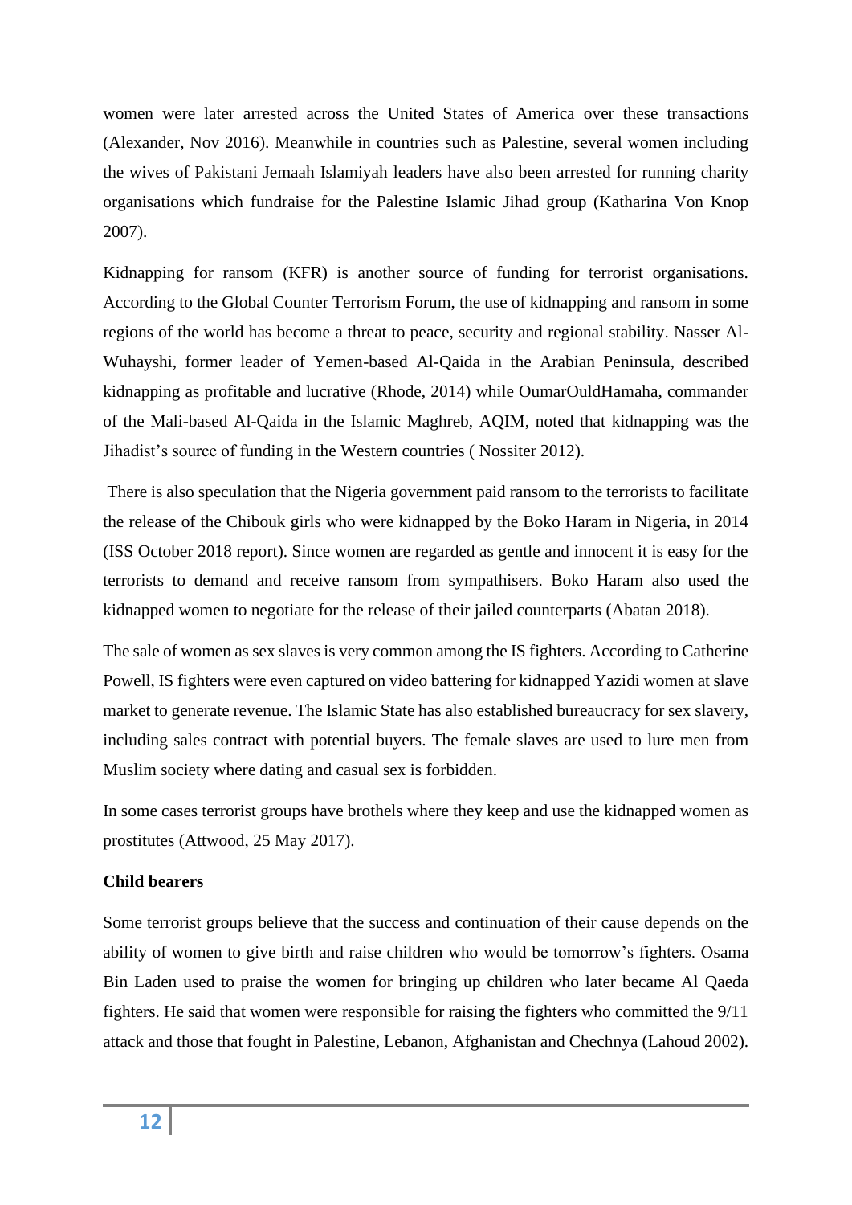women were later arrested across the United States of America over these transactions (Alexander, Nov 2016). Meanwhile in countries such as Palestine, several women including the wives of Pakistani Jemaah Islamiyah leaders have also been arrested for running charity organisations which fundraise for the Palestine Islamic Jihad group (Katharina Von Knop 2007).

Kidnapping for ransom (KFR) is another source of funding for terrorist organisations. According to the Global Counter Terrorism Forum, the use of kidnapping and ransom in some regions of the world has become a threat to peace, security and regional stability. Nasser Al-Wuhayshi, former leader of Yemen-based Al-Qaida in the Arabian Peninsula, described kidnapping as profitable and lucrative (Rhode, 2014) while OumarOuldHamaha, commander of the Mali-based Al-Qaida in the Islamic Maghreb, AQIM, noted that kidnapping was the Jihadist's source of funding in the Western countries ( Nossiter 2012).

There is also speculation that the Nigeria government paid ransom to the terrorists to facilitate the release of the Chibouk girls who were kidnapped by the Boko Haram in Nigeria, in 2014 (ISS October 2018 report). Since women are regarded as gentle and innocent it is easy for the terrorists to demand and receive ransom from sympathisers. Boko Haram also used the kidnapped women to negotiate for the release of their jailed counterparts (Abatan 2018).

The sale of women as sex slaves is very common among the IS fighters. According to Catherine Powell, IS fighters were even captured on video battering for kidnapped Yazidi women at slave market to generate revenue. The Islamic State has also established bureaucracy for sex slavery, including sales contract with potential buyers. The female slaves are used to lure men from Muslim society where dating and casual sex is forbidden.

In some cases terrorist groups have brothels where they keep and use the kidnapped women as prostitutes (Attwood, 25 May 2017).

**Child bearers**

Some terrorist groups believe that the success and continuation of their cause depends on the ability of women to give birth and raise children who would be tomorrow's fighters. Osama Bin Laden used to praise the women for bringing up children who later became Al Qaeda fighters. He said that women were responsible for raising the fighters who committed the 9/11 attack and those that fought in Palestine, Lebanon, Afghanistan and Chechnya (Lahoud 2002).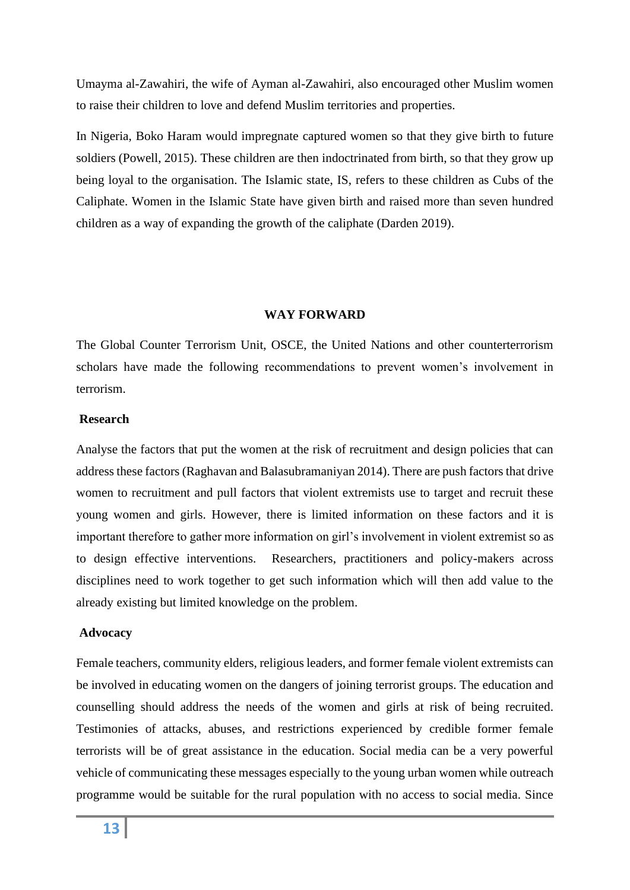Umayma al-Zawahiri, the wife of Ayman al-Zawahiri, also encouraged other Muslim women to raise their children to love and defend Muslim territories and properties.

In Nigeria, Boko Haram would impregnate captured women so that they give birth to future soldiers (Powell, 2015). These children are then indoctrinated from birth, so that they grow up being loyal to the organisation. The Islamic state, IS, refers to these children as Cubs of the Caliphate. Women in the Islamic State have given birth and raised more than seven hundred children as a way of expanding the growth of the caliphate (Darden 2019).

## WAY FORWARD

The Global Counter Terrorism Unit, OSCE, the United Nations and other counterterrorism scholars have made the following recommendations to prevent women's involvement in terrorism.

### Research

Analyse the factors that put the women at the risk of recruitment and design policies that can address these factors (Raghavan and Balasubramaniyan 2014). There are push factors that drive women to recruitment and pull factors that violent extremists use to target and recruit these young women and girls. However, there is limited information on these factors and it is important therefore to gather more information on girl's involvement in violent extremist so as to design effective interventions. Researchers, practitioners and policy-makers across disciplines need to work together to get such information which will then add value to the already existing but limited knowledge on the problem.

### Advocacy

Female teachers, community elders, religious leaders, and former female violent extremists can be involved in educating women on the dangers of joining terrorist groups. The education and counselling should address the needs of the women and girls at risk of being recruited. Testimonies of attacks, abuses, and restrictions experienced by credible former female terrorists will be of great assistance in the education. Social media can be a very powerful vehicle of communicating these messages especially to the young urban women while outreach programme would be suitable for the rural population with no access to social media. Since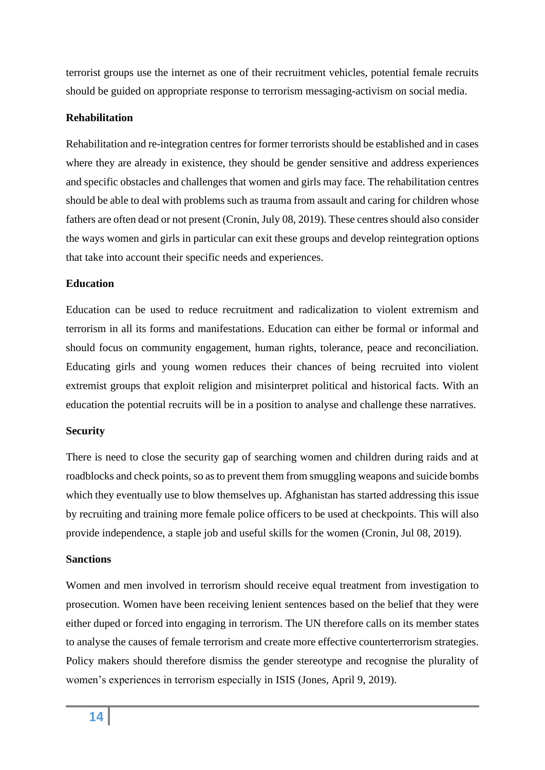terrorist groups use the internet as one of their recruitment vehicles, potential female recruits should be guided on appropriate response to terrorism messaging-activism on social media.

**Rehabilitation**

Rehabilitation and re-integration centres for former terrorists should be established and in cases where they are already in existence, they should be gender sensitive and address experiences and specific obstacles and challenges that women and girls may face. The rehabilitation centres should be able to deal with problems such as trauma from assault and caring for children whose fathers are often dead or not present (Cronin, July 08, 2019). These centres should also consider the ways women and girls in particular can exit these groups and develop reintegration options that take into account their specific needs and experiences.

**Education**

Education can be used to reduce recruitment and radicalization to violent extremism and terrorism in all its forms and manifestations. Education can either be formal or informal and should focus on community engagement, human rights, tolerance, peace and reconciliation. Educating girls and young women reduces their chances of being recruited into violent extremist groups that exploit religion and misinterpret political and historical facts. With an education the potential recruits will be in a position to analyse and challenge these narratives.

**Security**

There is need to close the security gap of searching women and children during raids and at roadblocks and check points, so as to prevent them from smuggling weapons and suicide bombs which they eventually use to blow themselves up. Afghanistan has started addressing this issue by recruiting and training more female police officers to be used at checkpoints. This will also provide independence, a staple job and useful skills for the women (Cronin, Jul 08, 2019).

**Sanctions**

Women and men involved in terrorism should receive equal treatment from investigation to prosecution. Women have been receiving lenient sentences based on the belief that they were either duped or forced into engaging in terrorism. The UN therefore calls on its member states to analyse the causes of female terrorism and create more effective counterterrorism strategies. Policy makers should therefore dismiss the gender stereotype and recognise the plurality of women's experiences in terrorism especially in ISIS (Jones, April 9, 2019).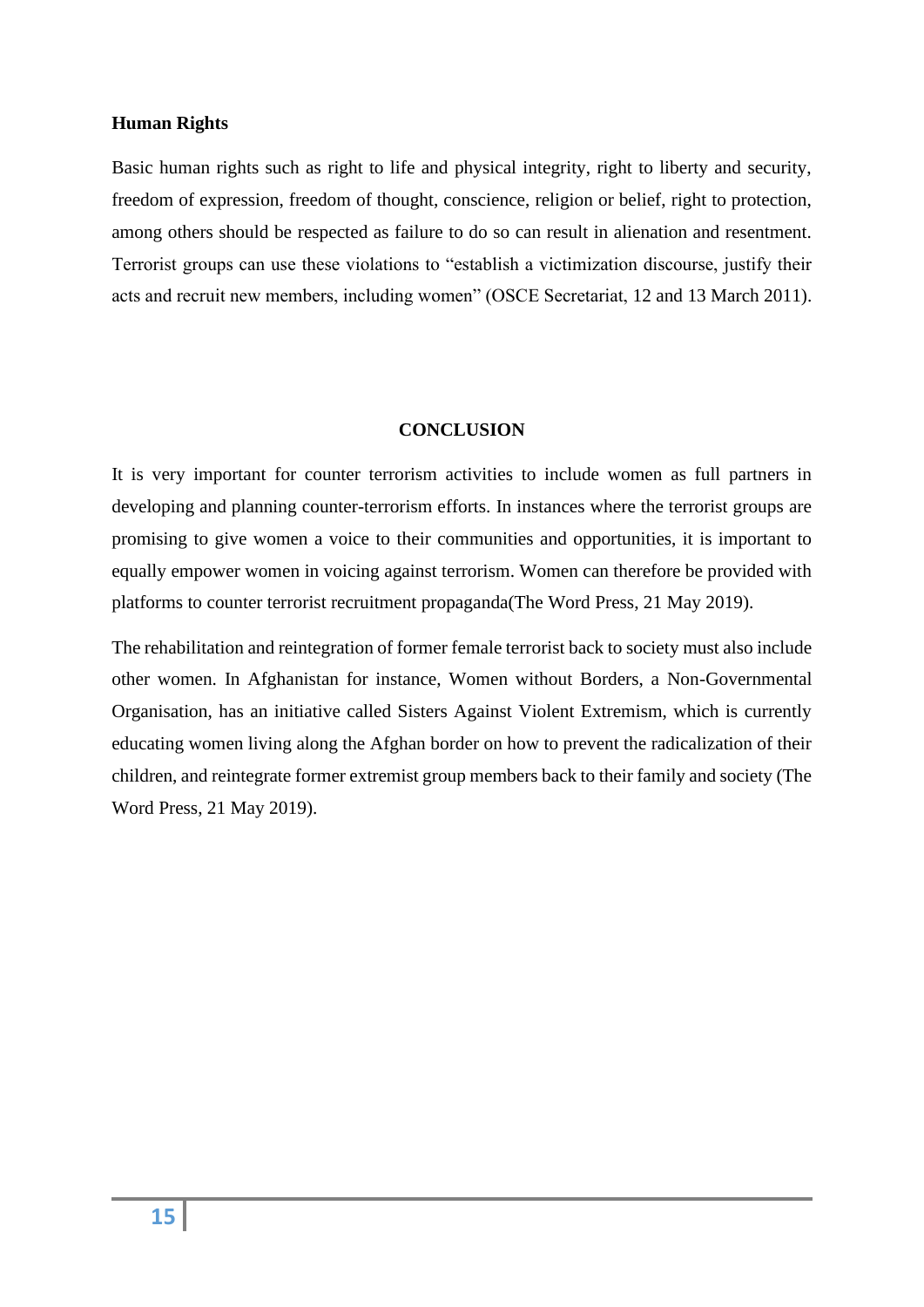**Human Rights**

Basic human rights such as right to life and physical integrity, right to liberty and security, freedom of expression, freedom of thought, conscience, religion or belief, right to protection, among others should be respected as failure to do so can result in alienation and resentment. Terrorist groups can use these violations to "establish a victimization discourse, justify their acts and recruit new members, including women" (OSCE Secretariat, 12 and 13 March 2011).

## CONCLUSION

It is very important for counter terrorism activities to include women as full partners in developing and planning counter-terrorism efforts. In instances where the terrorist groups are promising to give women a voice to their communities and opportunities, it is important to equally empower women in voicing against terrorism. Women can therefore be provided with platforms to counter terrorist recruitment propaganda(The Word Press, 21 May 2019).

The rehabilitation and reintegration of former female terrorist back to society must also include other women. In Afghanistan for instance, Women without Borders, a Non-Governmental Organisation, has an initiative called Sisters Against Violent Extremism, which is currently educating women living along the Afghan border on how to prevent the radicalization of their children, and reintegrate former extremist group members back to their family and society (The Word Press, 21 May 2019).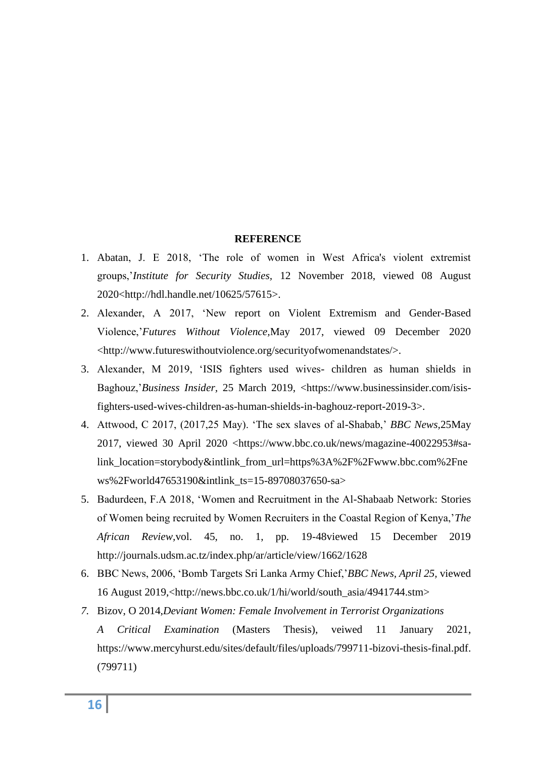**REFERENCE**

1. Abatan, J. E 2018, 'The role of women in West Africa's violent extremist groups,'*Institute for Security Studies*, 12 November 2018, viewed 08 August 2020<http://hdl.handle.net/10625/57615>.
2. Alexander, A 2017, 'New report on Violent Extremism and Gender-Based Violence,'*Futures Without Violence,*May 2017, viewed 09 December 2020 <http://www.futureswithoutviolence.org/securityofwomenandstates/>.
3. Alexander, M 2019, 'ISIS fighters used wives- children as human shields in Baghouz,'*Business Insider,* 25 March 2019, <https://www.businessinsider.com/isis-fighters-used-wives-children-as-human-shields-in-baghouz-report-2019-3>.
4. Attwood, C 2017, (2017,25 May). 'The sex slaves of al-Shabab,' *BBC News,*25May 2017, viewed 30 April 2020 <https://www.bbc.co.uk/news/magazine-40022953#sa-link_location=storybody&intlink_from_url=https%3A%2F%2Fwww.bbc.com%2Fnews%2Fworld47653190&intlink_ts=15-89708037650-sa>
5. Badurdeen, F.A 2018, 'Women and Recruitment in the Al-Shabaab Network: Stories of Women being recruited by Women Recruiters in the Coastal Region of Kenya,'*The African Review*,vol. 45, no. 1, pp. 19-48viewed 15 December 2019 http://journals.udsm.ac.tz/index.php/ar/article/view/1662/1628
6. BBC News, 2006, 'Bomb Targets Sri Lanka Army Chief,'*BBC News, April 25,* viewed 16 August 2019,<http://news.bbc.co.uk/1/hi/world/south_asia/4941744.stm>
7. Bizov, O 2014,*Deviant Women: Female Involvement in Terrorist Organizations A Critical Examination* (Masters Thesis), veiwed 11 January 2021, https://www.mercyhurst.edu/sites/default/files/uploads/799711-bizovi-thesis-final.pdf. (799711)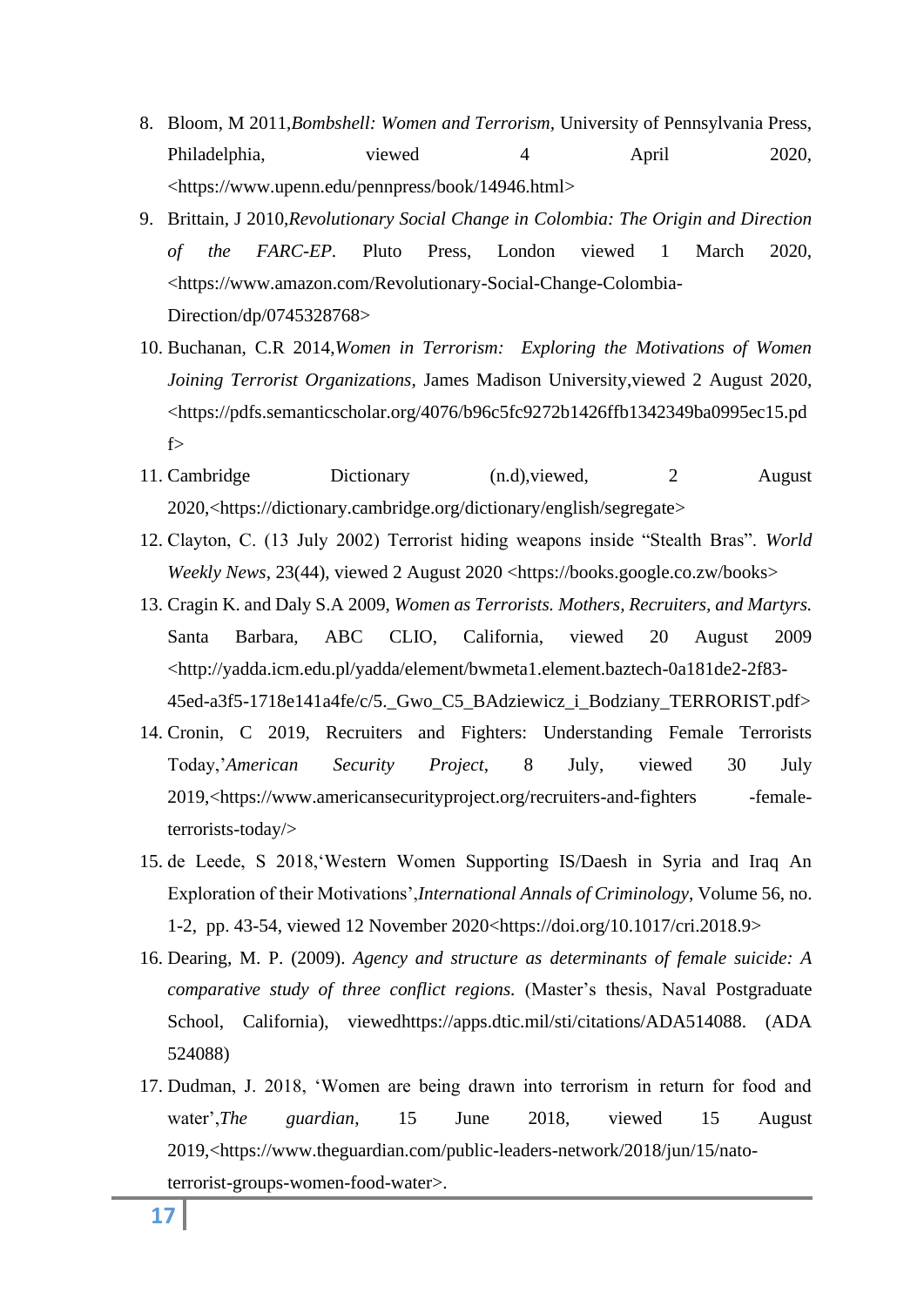8. Bloom, M 2011,*Bombshell: Women and Terrorism*, University of Pennsylvania Press, Philadelphia, viewed 4 April 2020, <https://www.upenn.edu/pennpress/book/14946.html>
9. Brittain, J 2010,*Revolutionary Social Change in Colombia: The Origin and Direction of the FARC-EP*. Pluto Press, London viewed 1 March 2020, <https://www.amazon.com/Revolutionary-Social-Change-Colombia-Direction/dp/0745328768>
10. Buchanan, C.R 2014,*Women in Terrorism: Exploring the Motivations of Women Joining Terrorist Organizations*, James Madison University,viewed 2 August 2020, <https://pdfs.semanticscholar.org/4076/b96c5fc9272b1426ffb1342349ba0995ec15.pdf>
11. Cambridge Dictionary (n.d),viewed, 2 August 2020,<https://dictionary.cambridge.org/dictionary/english/segregate>
12. Clayton, C. (13 July 2002) Terrorist hiding weapons inside "Stealth Bras". *World Weekly News*, 23(44), viewed 2 August 2020 <https://books.google.co.zw/books>
13. Cragin K. and Daly S.A 2009, *Women as Terrorists. Mothers, Recruiters, and Martyrs.* Santa Barbara, ABC CLIO, California, viewed 20 August 2009 <http://yadda.icm.edu.pl/yadda/element/bwmeta1.element.baztech-0a181de2-2f83-45ed-a3f5-1718e141a4fe/c/5._Gwo_C5_BAdziewicz_i_Bodziany_TERRORIST.pdf>
14. Cronin, C 2019, Recruiters and Fighters: Understanding Female Terrorists Today,'*American Security Project*, 8 July, viewed 30 July 2019,<https://www.americansecurityproject.org/recruiters-and-fighters -female-terrorists-today/>
15. de Leede, S 2018,'Western Women Supporting IS/Daesh in Syria and Iraq An Exploration of their Motivations',*International Annals of Criminology*, Volume 56, no. 1-2, pp. 43-54, viewed 12 November 2020<https://doi.org/10.1017/cri.2018.9>
16. Dearing, M. P. (2009). *Agency and structure as determinants of female suicide: A comparative study of three conflict regions.* (Master's thesis, Naval Postgraduate School, California), viewedhttps://apps.dtic.mil/sti/citations/ADA514088. (ADA 524088)
17. Dudman, J. 2018, 'Women are being drawn into terrorism in return for food and water',*The guardian*, 15 June 2018, viewed 15 August 2019,<https://www.theguardian.com/public-leaders-network/2018/jun/15/nato-terrorist-groups-women-food-water>.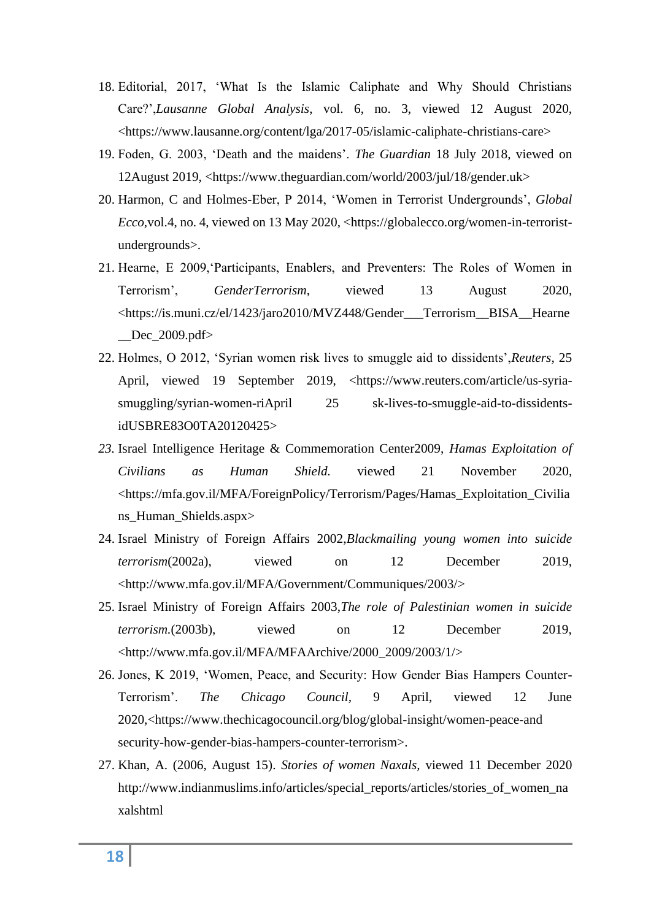18. Editorial, 2017, 'What Is the Islamic Caliphate and Why Should Christians Care?',*Lausanne Global Analysis*, vol. 6, no. 3, viewed 12 August 2020, <https://www.lausanne.org/content/lga/2017-05/islamic-caliphate-christians-care>
19. Foden, G. 2003, 'Death and the maidens'. *The Guardian* 18 July 2018, viewed on 12August 2019, <https://www.theguardian.com/world/2003/jul/18/gender.uk>
20. Harmon, C and Holmes-Eber, P 2014, 'Women in Terrorist Undergrounds', *Global Ecco,*vol.4, no. 4, viewed on 13 May 2020, <https://globalecco.org/women-in-terrorist-undergrounds>.
21. Hearne, E 2009,'Participants, Enablers, and Preventers: The Roles of Women in Terrorism', *GenderTerrorism*, viewed 13 August 2020, <https://is.muni.cz/el/1423/jaro2010/MVZ448/Gender___Terrorism__BISA__Hearne__Dec_2009.pdf>
22. Holmes, O 2012, 'Syrian women risk lives to smuggle aid to dissidents',*Reuters*, 25 April, viewed 19 September 2019, <https://www.reuters.com/article/us-syria-smuggling/syrian-women-riApril 25 sk-lives-to-smuggle-aid-to-dissidents-idUSBRE83O0TA20120425>
23. Israel Intelligence Heritage & Commemoration Center2009, *Hamas Exploitation of Civilians as Human Shield.* viewed 21 November 2020, <https://mfa.gov.il/MFA/ForeignPolicy/Terrorism/Pages/Hamas_Exploitation_Civilians_Human_Shields.aspx>
24. Israel Ministry of Foreign Affairs 2002,*Blackmailing young women into suicide terrorism*(2002a), viewed on 12 December 2019, <http://www.mfa.gov.il/MFA/Government/Communiques/2003/>
25. Israel Ministry of Foreign Affairs 2003,*The role of Palestinian women in suicide terrorism.*(2003b), viewed on 12 December 2019, <http://www.mfa.gov.il/MFA/MFAArchive/2000_2009/2003/1/>
26. Jones, K 2019, 'Women, Peace, and Security: How Gender Bias Hampers Counter-Terrorism'. *The Chicago Council*, 9 April, viewed 12 June 2020,<https://www.thechicagocouncil.org/blog/global-insight/women-peace-and security-how-gender-bias-hampers-counter-terrorism>.
27. Khan, A. (2006, August 15). *Stories of women Naxals*, viewed 11 December 2020 http://www.indianmuslims.info/articles/special_reports/articles/stories_of_women_naxalshtml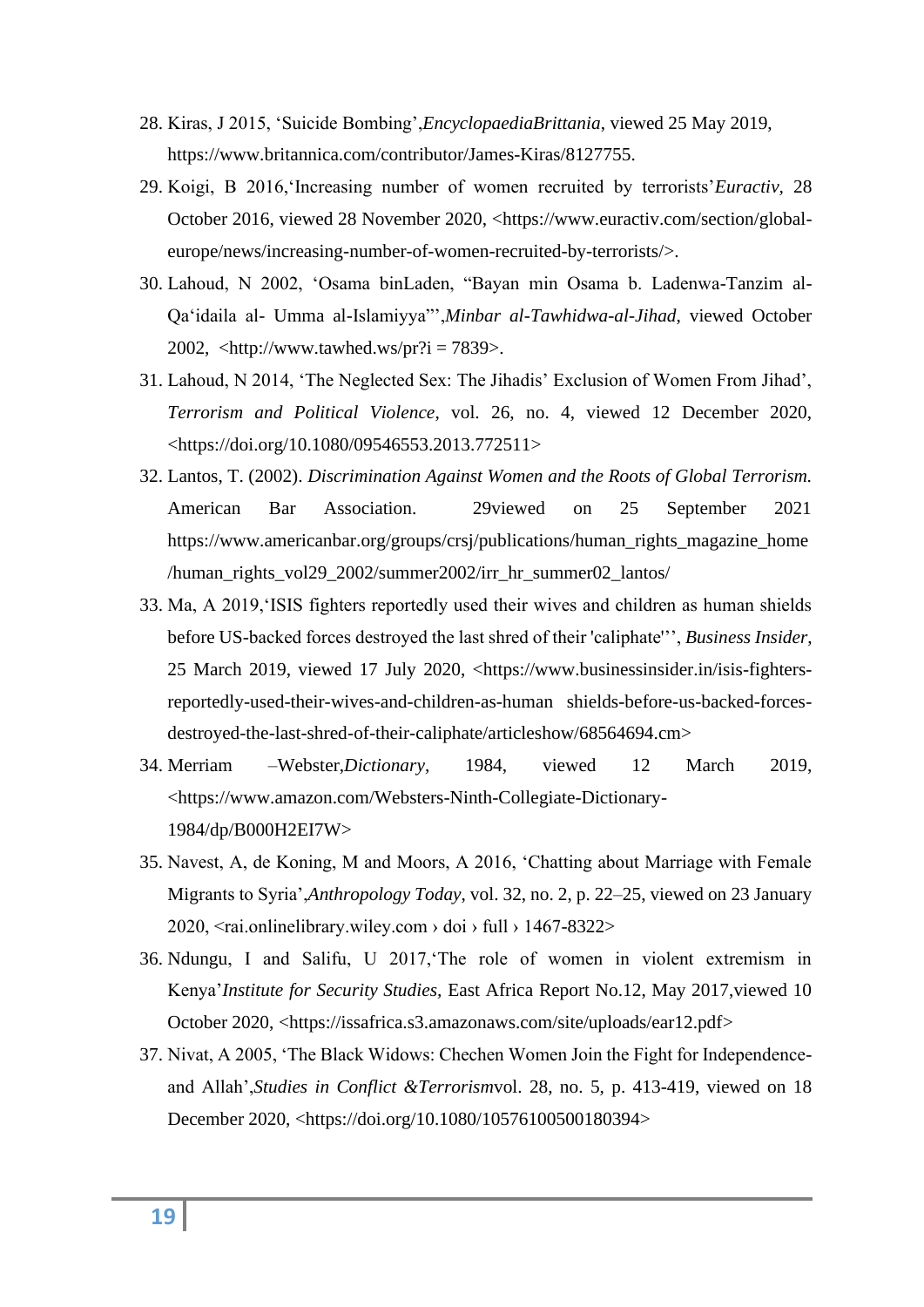28. Kiras, J 2015, 'Suicide Bombing',*EncyclopaediaBrittania*, viewed 25 May 2019, https://www.britannica.com/contributor/James-Kiras/8127755.
29. Koigi, B 2016,'Increasing number of women recruited by terrorists'*Euractiv*, 28 October 2016, viewed 28 November 2020, <https://www.euractiv.com/section/global-europe/news/increasing-number-of-women-recruited-by-terrorists/>.
30. Lahoud, N 2002, 'Osama binLaden, "Bayan min Osama b. Ladenwa-Tanzim al-Qa'idaila al- Umma al-Islamiyya"',*Minbar al-Tawhidwa-al-Jihad*, viewed October 2002, <http://www.tawhed.ws/pr?i = 7839>.
31. Lahoud, N 2014, 'The Neglected Sex: The Jihadis' Exclusion of Women From Jihad', *Terrorism and Political Violence*, vol. 26, no. 4, viewed 12 December 2020, <https://doi.org/10.1080/09546553.2013.772511>
32. Lantos, T. (2002). *Discrimination Against Women and the Roots of Global Terrorism.* American Bar Association. 29viewed on 25 September 2021 https://www.americanbar.org/groups/crsj/publications/human_rights_magazine_home/human_rights_vol29_2002/summer2002/irr_hr_summer02_lantos/
33. Ma, A 2019,'ISIS fighters reportedly used their wives and children as human shields before US-backed forces destroyed the last shred of their 'caliphate''', *Business Insider*, 25 March 2019, viewed 17 July 2020, <https://www.businessinsider.in/isis-fighters-reportedly-used-their-wives-and-children-as-human shields-before-us-backed-forces-destroyed-the-last-shred-of-their-caliphate/articleshow/68564694.cm>
34. Merriam –Webster,*Dictionary*, 1984, viewed 12 March 2019, <https://www.amazon.com/Websters-Ninth-Collegiate-Dictionary-1984/dp/B000H2EI7W>
35. Navest, A, de Koning, M and Moors, A 2016, 'Chatting about Marriage with Female Migrants to Syria',*Anthropology Today*, vol. 32, no. 2, p. 22–25, viewed on 23 January 2020, <rai.onlinelibrary.wiley.com › doi › full › 1467-8322>
36. Ndungu, I and Salifu, U 2017,'The role of women in violent extremism in Kenya'*Institute for Security Studies*, East Africa Report No.12, May 2017,viewed 10 October 2020, <https://issafrica.s3.amazonaws.com/site/uploads/ear12.pdf>
37. Nivat, A 2005, 'The Black Widows: Chechen Women Join the Fight for Independence-and Allah',*Studies in Conflict &Terrorism*vol. 28, no. 5, p. 413-419, viewed on 18 December 2020, <https://doi.org/10.1080/10576100500180394>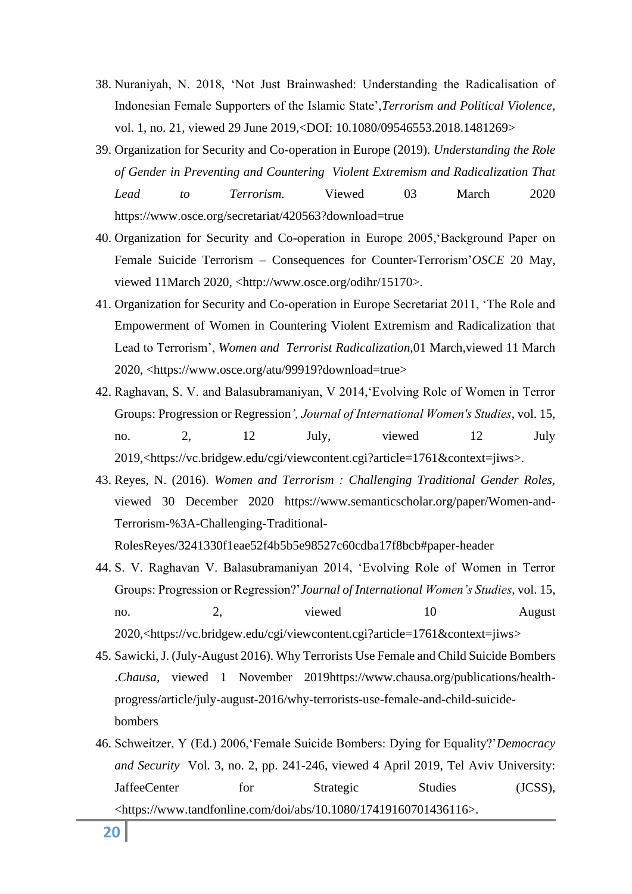38. Nuraniyah, N. 2018, 'Not Just Brainwashed: Understanding the Radicalisation of Indonesian Female Supporters of the Islamic State',*Terrorism and Political Violence*, vol. 1, no. 21, viewed 29 June 2019,<DOI: 10.1080/09546553.2018.1481269>
39. Organization for Security and Co-operation in Europe (2019). *Understanding the Role of Gender in Preventing and Countering Violent Extremism and Radicalization That Lead to Terrorism.* Viewed 03 March 2020 https://www.osce.org/secretariat/420563?download=true
40. Organization for Security and Co-operation in Europe 2005,'Background Paper on Female Suicide Terrorism – Consequences for Counter-Terrorism'*OSCE* 20 May, viewed 11March 2020, <http://www.osce.org/odihr/15170>.
41. Organization for Security and Co-operation in Europe Secretariat 2011, 'The Role and Empowerment of Women in Countering Violent Extremism and Radicalization that Lead to Terrorism', *Women and Terrorist Radicalization,*01 March,viewed 11 March 2020, <https://www.osce.org/atu/99919?download=true>
42. Raghavan, S. V. and Balasubramaniyan, V 2014,'Evolving Role of Women in Terror Groups: Progression or Regression*', Journal of International Women's Studies*, vol. 15, no. 2, 12 July, viewed 12 July 2019,<https://vc.bridgew.edu/cgi/viewcontent.cgi?article=1761&context=jiws>.
43. Reyes, N. (2016). *Women and Terrorism : Challenging Traditional Gender Roles*, viewed 30 December 2020 https://www.semanticscholar.org/paper/Women-and-Terrorism-%3A-Challenging-Traditional-RolesReyes/3241330f1eae52f4b5b5e98527c60cdba17f8bcb#paper-header
44. S. V. Raghavan V. Balasubramaniyan 2014, 'Evolving Role of Women in Terror Groups: Progression or Regression?'*Journal of International Women's Studies*, vol. 15, no. 2, viewed 10 August 2020,<https://vc.bridgew.edu/cgi/viewcontent.cgi?article=1761&context=jiws>
45. Sawicki, J. (July-August 2016). Why Terrorists Use Female and Child Suicide Bombers .*Chausa*, viewed 1 November 2019https://www.chausa.org/publications/health-progress/article/july-august-2016/why-terrorists-use-female-and-child-suicide-bombers
46. Schweitzer, Y (Ed.) 2006,'Female Suicide Bombers: Dying for Equality?'*Democracy and Security* Vol. 3, no. 2, pp. 241-246, viewed 4 April 2019, Tel Aviv University: JaffeeCenter for Strategic Studies (JCSS), <https://www.tandfonline.com/doi/abs/10.1080/17419160701436116>.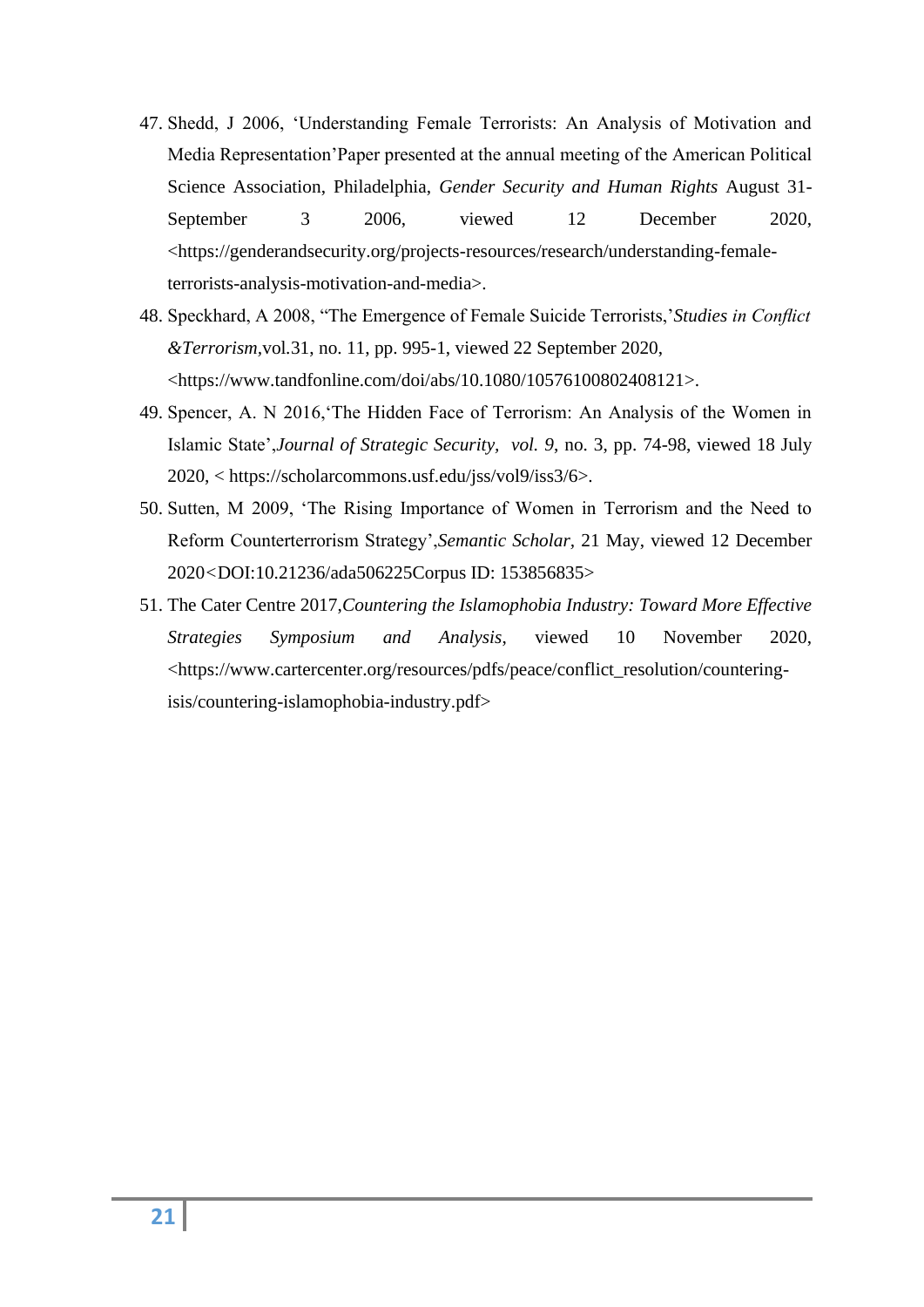47. Shedd, J 2006, 'Understanding Female Terrorists: An Analysis of Motivation and Media Representation'Paper presented at the annual meeting of the American Political Science Association, Philadelphia, *Gender Security and Human Rights* August 31-September 3 2006, viewed 12 December 2020, <https://genderandsecurity.org/projects-resources/research/understanding-female-terrorists-analysis-motivation-and-media>.
48. Speckhard, A 2008, "The Emergence of Female Suicide Terrorists,'*Studies in Conflict &Terrorism*,vol.31, no. 11, pp. 995-1, viewed 22 September 2020, <https://www.tandfonline.com/doi/abs/10.1080/10576100802408121>.
49. Spencer, A. N 2016,'The Hidden Face of Terrorism: An Analysis of the Women in Islamic State',*Journal of Strategic Security, vol. 9*, no. 3, pp. 74-98, viewed 18 July 2020, < https://scholarcommons.usf.edu/jss/vol9/iss3/6>.
50. Sutten, M 2009, 'The Rising Importance of Women in Terrorism and the Need to Reform Counterterrorism Strategy',*Semantic Scholar,* 21 May, viewed 12 December 2020<DOI:10.21236/ada506225Corpus ID: 153856835>
51. The Cater Centre 2017,*Countering the Islamophobia Industry: Toward More Effective Strategies Symposium and Analysis*, viewed 10 November 2020, <https://www.cartercenter.org/resources/pdfs/peace/conflict_resolution/countering-isis/countering-islamophobia-industry.pdf>